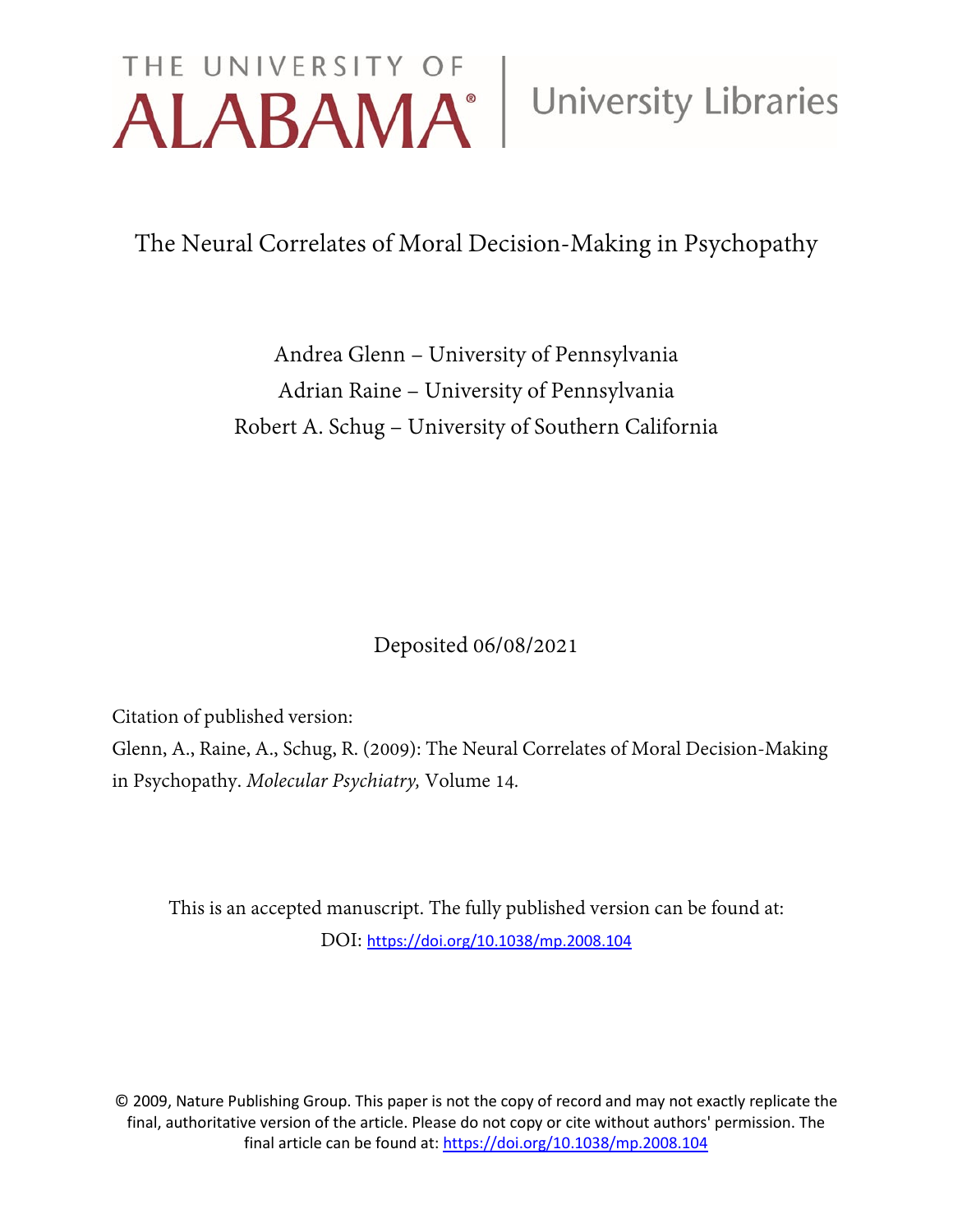THE UNIVERSITY OF ALABAMA® | University Libraries

# The Neural Correlates of Moral Decision-Making in Psychopathy

Andrea Glenn – University of Pennsylvania

Adrian Raine – University of Pennsylvania

Robert A. Schug – University of Southern California

Deposited 06/08/2021

Citation of published version:

Glenn, A., Raine, A., Schug, R. (2009): The Neural Correlates of Moral Decision-Making in Psychopathy. *Molecular Psychiatry,* Volume 14.

This is an accepted manuscript. The fully published version can be found at:
DOI: https://doi.org/10.1038/mp.2008.104

© 2009, Nature Publishing Group. This paper is not the copy of record and may not exactly replicate the final, authoritative version of the article. Please do not copy or cite without authors' permission. The final article can be found at: https://doi.org/10.1038/mp.2008.104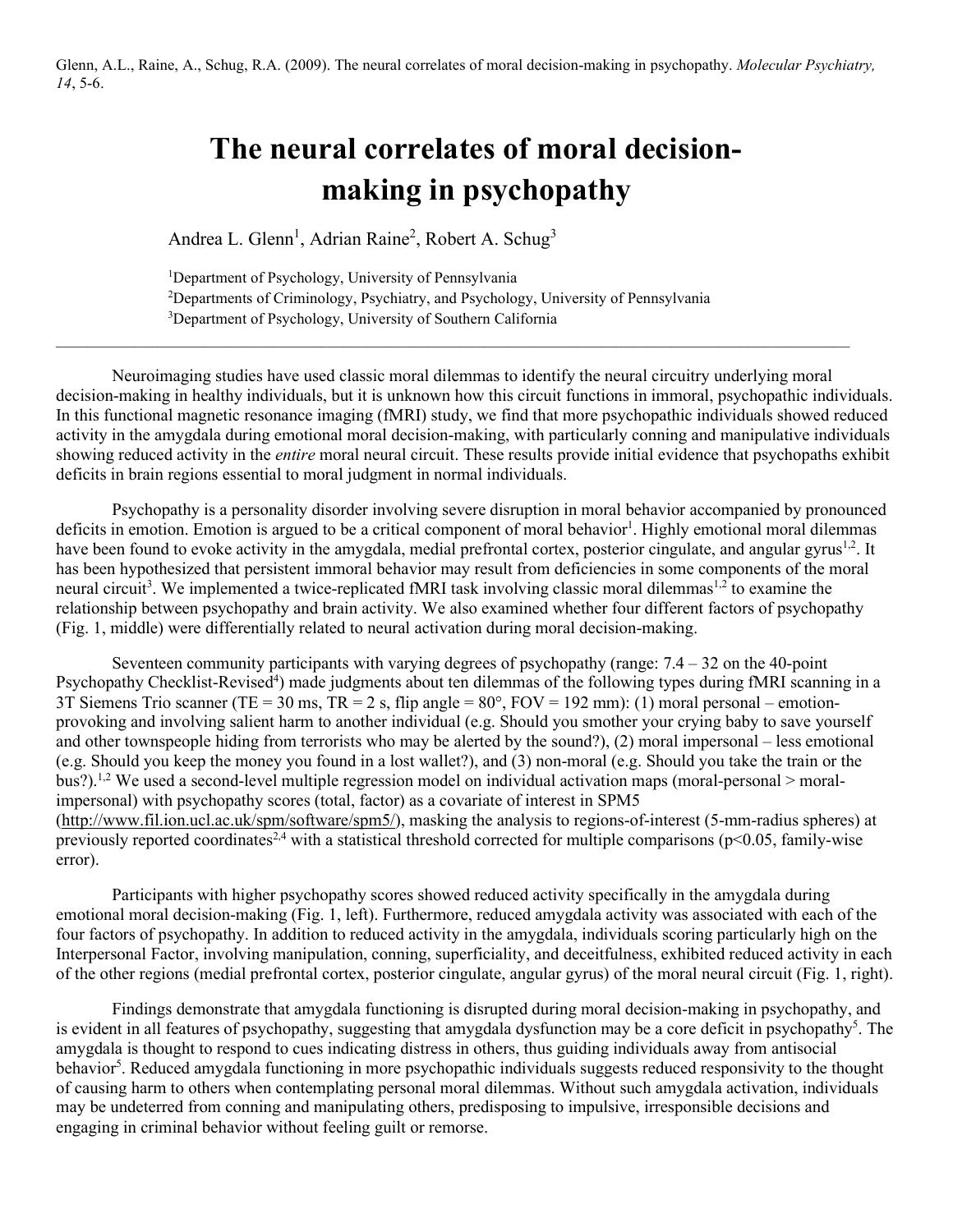Glenn, A.L., Raine, A., Schug, R.A. (2009). The neural correlates of moral decision-making in psychopathy. *Molecular Psychiatry, 14*, 5-6.

# The neural correlates of moral decision-making in psychopathy

Andrea L. Glenn[1], Adrian Raine[2], Robert A. Schug[3]

[1]Department of Psychology, University of Pennsylvania
[2]Departments of Criminology, Psychiatry, and Psychology, University of Pennsylvania
[3]Department of Psychology, University of Southern California

---

Neuroimaging studies have used classic moral dilemmas to identify the neural circuitry underlying moral decision-making in healthy individuals, but it is unknown how this circuit functions in immoral, psychopathic individuals. In this functional magnetic resonance imaging (fMRI) study, we find that more psychopathic individuals showed reduced activity in the amygdala during emotional moral decision-making, with particularly conning and manipulative individuals showing reduced activity in the *entire* moral neural circuit. These results provide initial evidence that psychopaths exhibit deficits in brain regions essential to moral judgment in normal individuals.

Psychopathy is a personality disorder involving severe disruption in moral behavior accompanied by pronounced deficits in emotion. Emotion is argued to be a critical component of moral behavior[1]. Highly emotional moral dilemmas have been found to evoke activity in the amygdala, medial prefrontal cortex, posterior cingulate, and angular gyrus[1,2]. It has been hypothesized that persistent immoral behavior may result from deficiencies in some components of the moral neural circuit[3]. We implemented a twice-replicated fMRI task involving classic moral dilemmas[1,2] to examine the relationship between psychopathy and brain activity. We also examined whether four different factors of psychopathy (Fig. 1, middle) were differentially related to neural activation during moral decision-making.

Seventeen community participants with varying degrees of psychopathy (range: 7.4 – 32 on the 40-point Psychopathy Checklist-Revised[4]) made judgments about ten dilemmas of the following types during fMRI scanning in a 3T Siemens Trio scanner (TE = 30 ms, TR = 2 s, flip angle = 80°, FOV = 192 mm): (1) moral personal – emotion-provoking and involving salient harm to another individual (e.g. Should you smother your crying baby to save yourself and other townspeople hiding from terrorists who may be alerted by the sound?), (2) moral impersonal – less emotional (e.g. Should you keep the money you found in a lost wallet?), and (3) non-moral (e.g. Should you take the train or the bus?).[1,2] We used a second-level multiple regression model on individual activation maps (moral-personal > moral-impersonal) with psychopathy scores (total, factor) as a covariate of interest in SPM5 (http://www.fil.ion.ucl.ac.uk/spm/software/spm5/), masking the analysis to regions-of-interest (5-mm-radius spheres) at previously reported coordinates[2,4] with a statistical threshold corrected for multiple comparisons ($p<0.05$, family-wise error).

Participants with higher psychopathy scores showed reduced activity specifically in the amygdala during emotional moral decision-making (Fig. 1, left). Furthermore, reduced amygdala activity was associated with each of the four factors of psychopathy. In addition to reduced activity in the amygdala, individuals scoring particularly high on the Interpersonal Factor, involving manipulation, conning, superficiality, and deceitfulness, exhibited reduced activity in each of the other regions (medial prefrontal cortex, posterior cingulate, angular gyrus) of the moral neural circuit (Fig. 1, right).

Findings demonstrate that amygdala functioning is disrupted during moral decision-making in psychopathy, and is evident in all features of psychopathy, suggesting that amygdala dysfunction may be a core deficit in psychopathy[5]. The amygdala is thought to respond to cues indicating distress in others, thus guiding individuals away from antisocial behavior[5]. Reduced amygdala functioning in more psychopathic individuals suggests reduced responsivity to the thought of causing harm to others when contemplating personal moral dilemmas. Without such amygdala activation, individuals may be undeterred from conning and manipulating others, predisposing to impulsive, irresponsible decisions and engaging in criminal behavior without feeling guilt or remorse.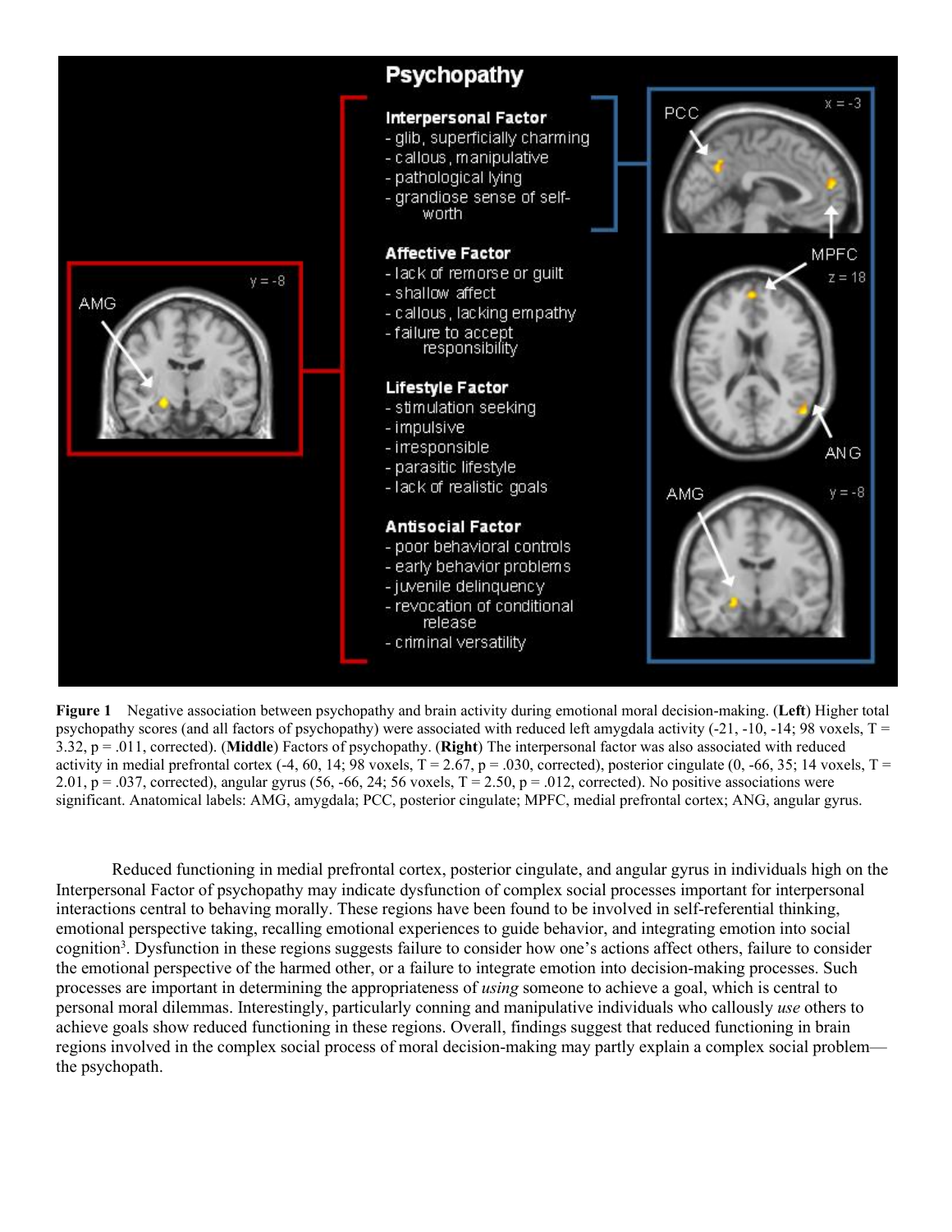**Figure 1** Negative association between psychopathy and brain activity during emotional moral decision-making. (**Left**) Higher total psychopathy scores (and all factors of psychopathy) were associated with reduced left amygdala activity (-21, -10, -14; 98 voxels, T = 3.32, p = .011, corrected). (**Middle**) Factors of psychopathy. (**Right**) The interpersonal factor was also associated with reduced activity in medial prefrontal cortex (-4, 60, 14; 98 voxels, T = 2.67, p = .030, corrected), posterior cingulate (0, -66, 35; 14 voxels, T = 2.01, p = .037, corrected), angular gyrus (56, -66, 24; 56 voxels, T = 2.50, p = .012, corrected). No positive associations were significant. Anatomical labels: AMG, amygdala; PCC, posterior cingulate; MPFC, medial prefrontal cortex; ANG, angular gyrus.

Reduced functioning in medial prefrontal cortex, posterior cingulate, and angular gyrus in individuals high on the Interpersonal Factor of psychopathy may indicate dysfunction of complex social processes important for interpersonal interactions central to behaving morally. These regions have been found to be involved in self-referential thinking, emotional perspective taking, recalling emotional experiences to guide behavior, and integrating emotion into social cognition[3]. Dysfunction in these regions suggests failure to consider how one's actions affect others, failure to consider the emotional perspective of the harmed other, or a failure to integrate emotion into decision-making processes. Such processes are important in determining the appropriateness of *using* someone to achieve a goal, which is central to personal moral dilemmas. Interestingly, particularly conning and manipulative individuals who callously *use* others to achieve goals show reduced functioning in these regions. Overall, findings suggest that reduced functioning in brain regions involved in the complex social process of moral decision-making may partly explain a complex social problem—the psychopath.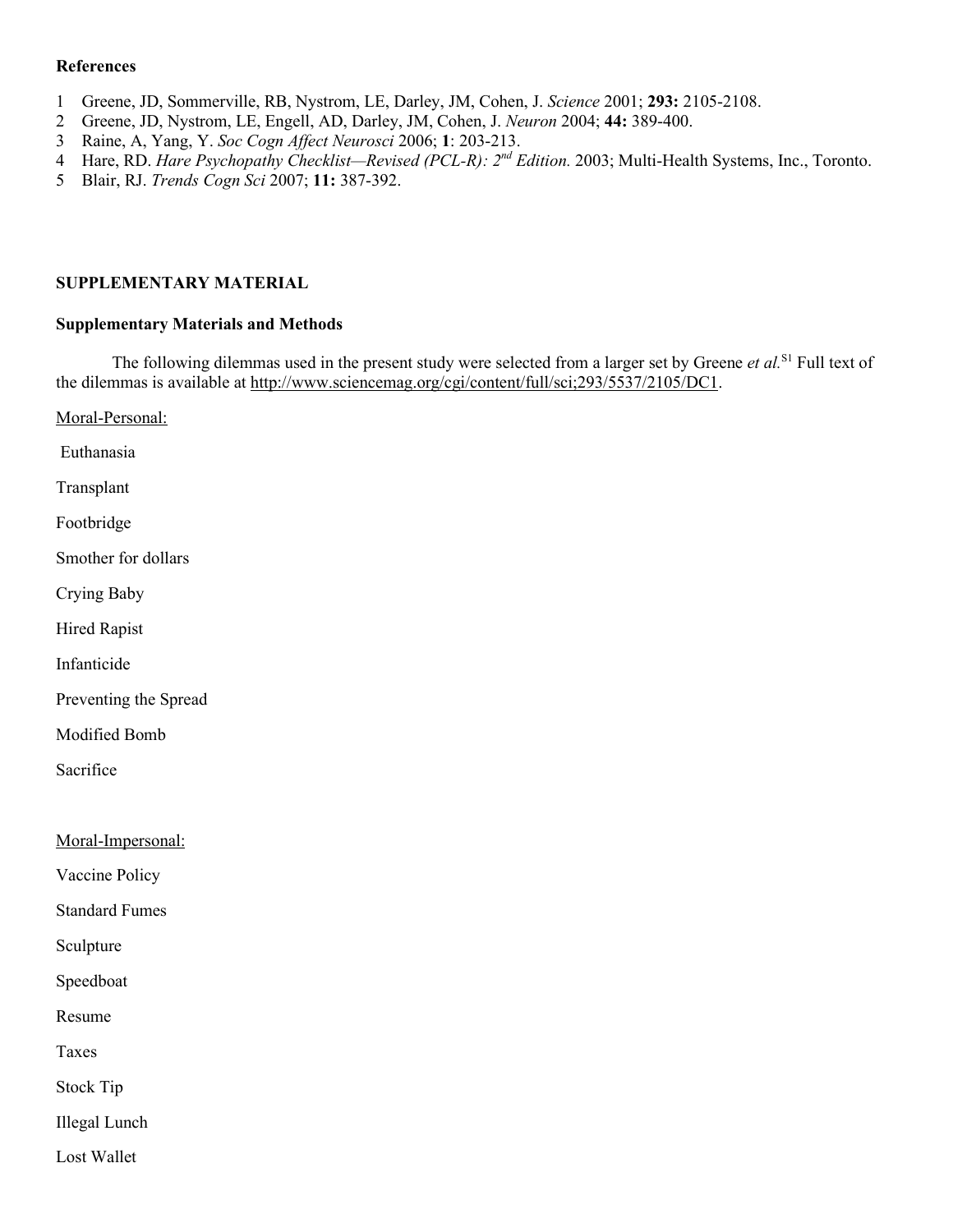### References

1 Greene, JD, Sommerville, RB, Nystrom, LE, Darley, JM, Cohen, J. *Science* 2001; **293:** 2105-2108.
2 Greene, JD, Nystrom, LE, Engell, AD, Darley, JM, Cohen, J. *Neuron* 2004; **44:** 389-400.
3 Raine, A, Yang, Y. *Soc Cogn Affect Neurosci* 2006; **1**: 203-213.
4 Hare, RD. *Hare Psychopathy Checklist—Revised (PCL-R): 2nd Edition.* 2003; Multi-Health Systems, Inc., Toronto.
5 Blair, RJ. *Trends Cogn Sci* 2007; **11:** 387-392.

## SUPPLEMENTARY MATERIAL

### Supplementary Materials and Methods

The following dilemmas used in the present study were selected from a larger set by Greene *et al.*[S1] Full text of the dilemmas is available at http://www.sciencemag.org/cgi/content/full/sci;293/5537/2105/DC1.

Moral-Personal:

Euthanasia

Transplant

Footbridge

Smother for dollars

Crying Baby

Hired Rapist

Infanticide

Preventing the Spread

Modified Bomb

Sacrifice

Moral-Impersonal:

Vaccine Policy

Standard Fumes

Sculpture

Speedboat

Resume

Taxes

Stock Tip

Illegal Lunch

Lost Wallet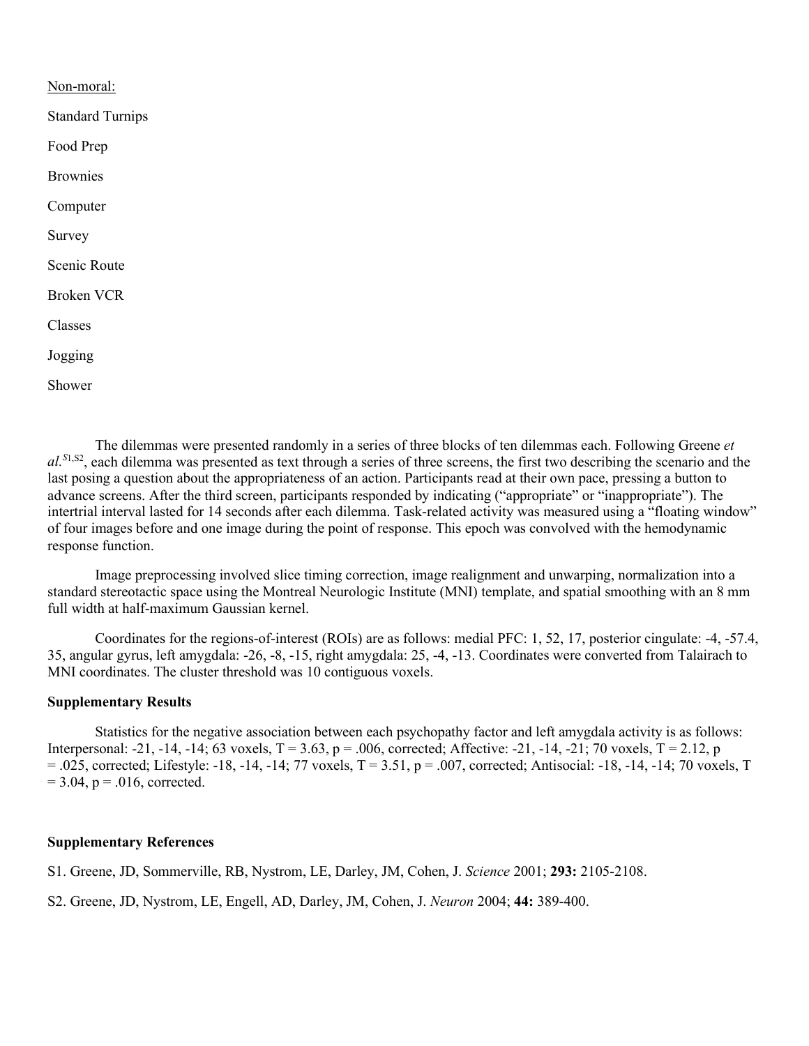Non-moral:

Standard Turnips

Food Prep

Brownies

Computer

Survey

Scenic Route

Broken VCR

Classes

Jogging

Shower

The dilemmas were presented randomly in a series of three blocks of ten dilemmas each. Following Greene *et al.*[S1,S2], each dilemma was presented as text through a series of three screens, the first two describing the scenario and the last posing a question about the appropriateness of an action. Participants read at their own pace, pressing a button to advance screens. After the third screen, participants responded by indicating ("appropriate" or "inappropriate"). The intertrial interval lasted for 14 seconds after each dilemma. Task-related activity was measured using a "floating window" of four images before and one image during the point of response. This epoch was convolved with the hemodynamic response function.

Image preprocessing involved slice timing correction, image realignment and unwarping, normalization into a standard stereotactic space using the Montreal Neurologic Institute (MNI) template, and spatial smoothing with an 8 mm full width at half-maximum Gaussian kernel.

Coordinates for the regions-of-interest (ROIs) are as follows: medial PFC: 1, 52, 17, posterior cingulate: -4, -57.4, 35, angular gyrus, left amygdala: -26, -8, -15, right amygdala: 25, -4, -13. Coordinates were converted from Talairach to MNI coordinates. The cluster threshold was 10 contiguous voxels.

**Supplementary Results**

Statistics for the negative association between each psychopathy factor and left amygdala activity is as follows: Interpersonal: -21, -14, -14; 63 voxels, $T = 3.63$, $p = .006$, corrected; Affective: -21, -14, -21; 70 voxels, $T = 2.12$, $p = .025$, corrected; Lifestyle: -18, -14, -14; 77 voxels, $T = 3.51$, $p = .007$, corrected; Antisocial: -18, -14, -14; 70 voxels, $T = 3.04$, $p = .016$, corrected.

**Supplementary References**

S1. Greene, JD, Sommerville, RB, Nystrom, LE, Darley, JM, Cohen, J. *Science* 2001; **293:** 2105-2108.

S2. Greene, JD, Nystrom, LE, Engell, AD, Darley, JM, Cohen, J. *Neuron* 2004; **44:** 389-400.